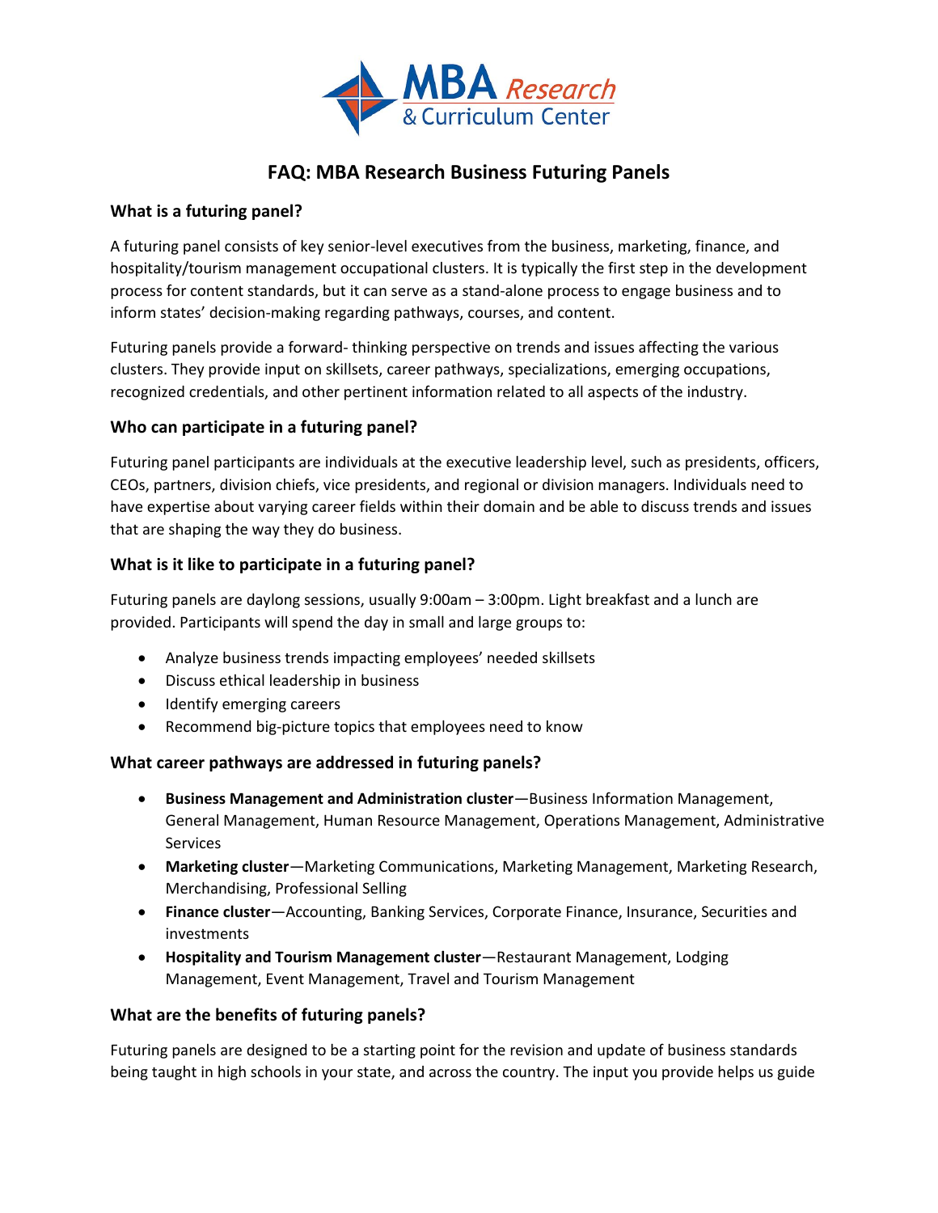# FAQ: MBA Research Business Futuring Panels

## What is a futuring panel?

A futuring panel consists of key senior-level executives from the business, marketing, finance, and hospitality/tourism management occupational clusters. It is typically the first step in the development process for content standards, but it can serve as a stand-alone process to engage business and to inform states' decision-making regarding pathways, courses, and content.

Futuring panels provide a forward- thinking perspective on trends and issues affecting the various clusters. They provide input on skillsets, career pathways, specializations, emerging occupations, recognized credentials, and other pertinent information related to all aspects of the industry.

## Who can participate in a futuring panel?

Futuring panel participants are individuals at the executive leadership level, such as presidents, officers, CEOs, partners, division chiefs, vice presidents, and regional or division managers. Individuals need to have expertise about varying career fields within their domain and be able to discuss trends and issues that are shaping the way they do business.

## What is it like to participate in a futuring panel?

Futuring panels are daylong sessions, usually 9:00am – 3:00pm. Light breakfast and a lunch are provided. Participants will spend the day in small and large groups to:

- Analyze business trends impacting employees' needed skillsets
- Discuss ethical leadership in business
- Identify emerging careers
- Recommend big-picture topics that employees need to know

## What career pathways are addressed in futuring panels?

- **Business Management and Administration cluster**—Business Information Management, General Management, Human Resource Management, Operations Management, Administrative Services
- **Marketing cluster**—Marketing Communications, Marketing Management, Marketing Research, Merchandising, Professional Selling
- **Finance cluster**—Accounting, Banking Services, Corporate Finance, Insurance, Securities and investments
- **Hospitality and Tourism Management cluster**—Restaurant Management, Lodging Management, Event Management, Travel and Tourism Management

## What are the benefits of futuring panels?

Futuring panels are designed to be a starting point for the revision and update of business standards being taught in high schools in your state, and across the country. The input you provide helps us guide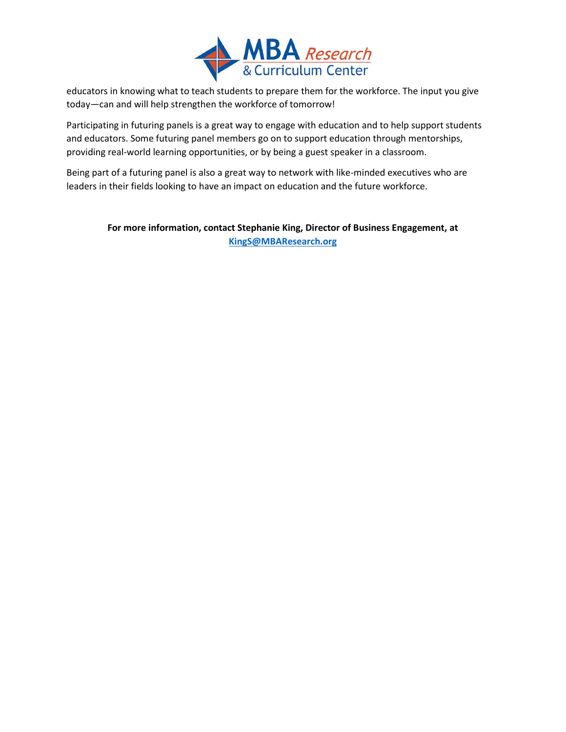educators in knowing what to teach students to prepare them for the workforce. The input you give today—can and will help strengthen the workforce of tomorrow!

Participating in futuring panels is a great way to engage with education and to help support students and educators. Some futuring panel members go on to support education through mentorships, providing real-world learning opportunities, or by being a guest speaker in a classroom.

Being part of a futuring panel is also a great way to network with like-minded executives who are leaders in their fields looking to have an impact on education and the future workforce.

**For more information, contact Stephanie King, Director of Business Engagement, at [KingS@MBAResearch.org](mailto:KingS@MBAResearch.org)**